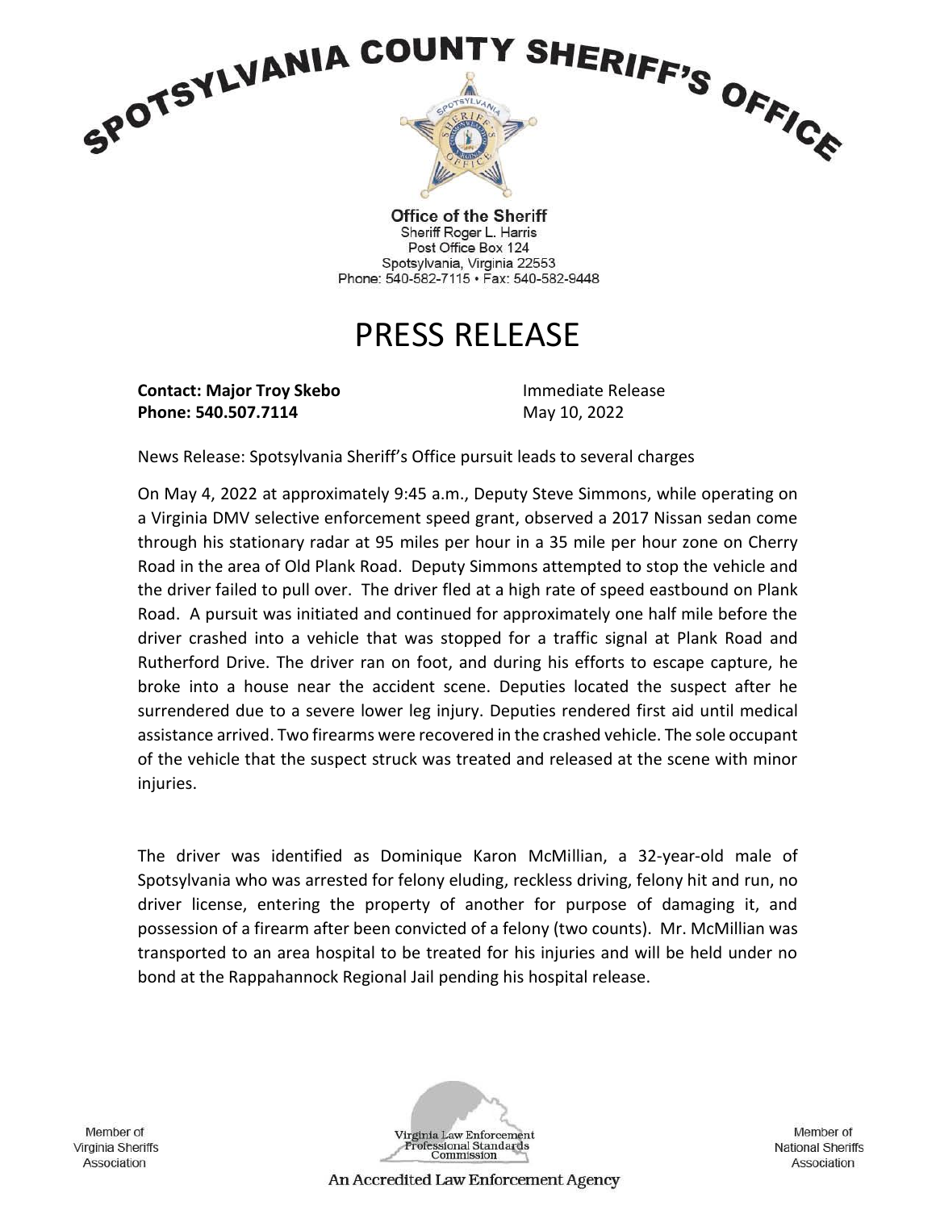# SPOTSYLVANIA COUNTY SHERIFF'S OFFICE

**Office of the Sheriff**
Sheriff Roger L. Harris
Post Office Box 124
Spotsylvania, Virginia 22553
Phone: 540-582-7115 • Fax: 540-582-9448

# PRESS RELEASE

**Contact: Major Troy Skebo**
**Phone: 540.507.7114**

Immediate Release
May 10, 2022

News Release: Spotsylvania Sheriff's Office pursuit leads to several charges

On May 4, 2022 at approximately 9:45 a.m., Deputy Steve Simmons, while operating on a Virginia DMV selective enforcement speed grant, observed a 2017 Nissan sedan come through his stationary radar at 95 miles per hour in a 35 mile per hour zone on Cherry Road in the area of Old Plank Road. Deputy Simmons attempted to stop the vehicle and the driver failed to pull over. The driver fled at a high rate of speed eastbound on Plank Road. A pursuit was initiated and continued for approximately one half mile before the driver crashed into a vehicle that was stopped for a traffic signal at Plank Road and Rutherford Drive. The driver ran on foot, and during his efforts to escape capture, he broke into a house near the accident scene. Deputies located the suspect after he surrendered due to a severe lower leg injury. Deputies rendered first aid until medical assistance arrived. Two firearms were recovered in the crashed vehicle. The sole occupant of the vehicle that the suspect struck was treated and released at the scene with minor injuries.

The driver was identified as Dominique Karon McMillian, a 32-year-old male of Spotsylvania who was arrested for felony eluding, reckless driving, felony hit and run, no driver license, entering the property of another for purpose of damaging it, and possession of a firearm after been convicted of a felony (two counts). Mr. McMillian was transported to an area hospital to be treated for his injuries and will be held under no bond at the Rappahannock Regional Jail pending his hospital release.

Member of Virginia Sheriffs Association

Virginia Law Enforcement Professional Standards Commission

An Accredited Law Enforcement Agency

Member of National Sheriffs Association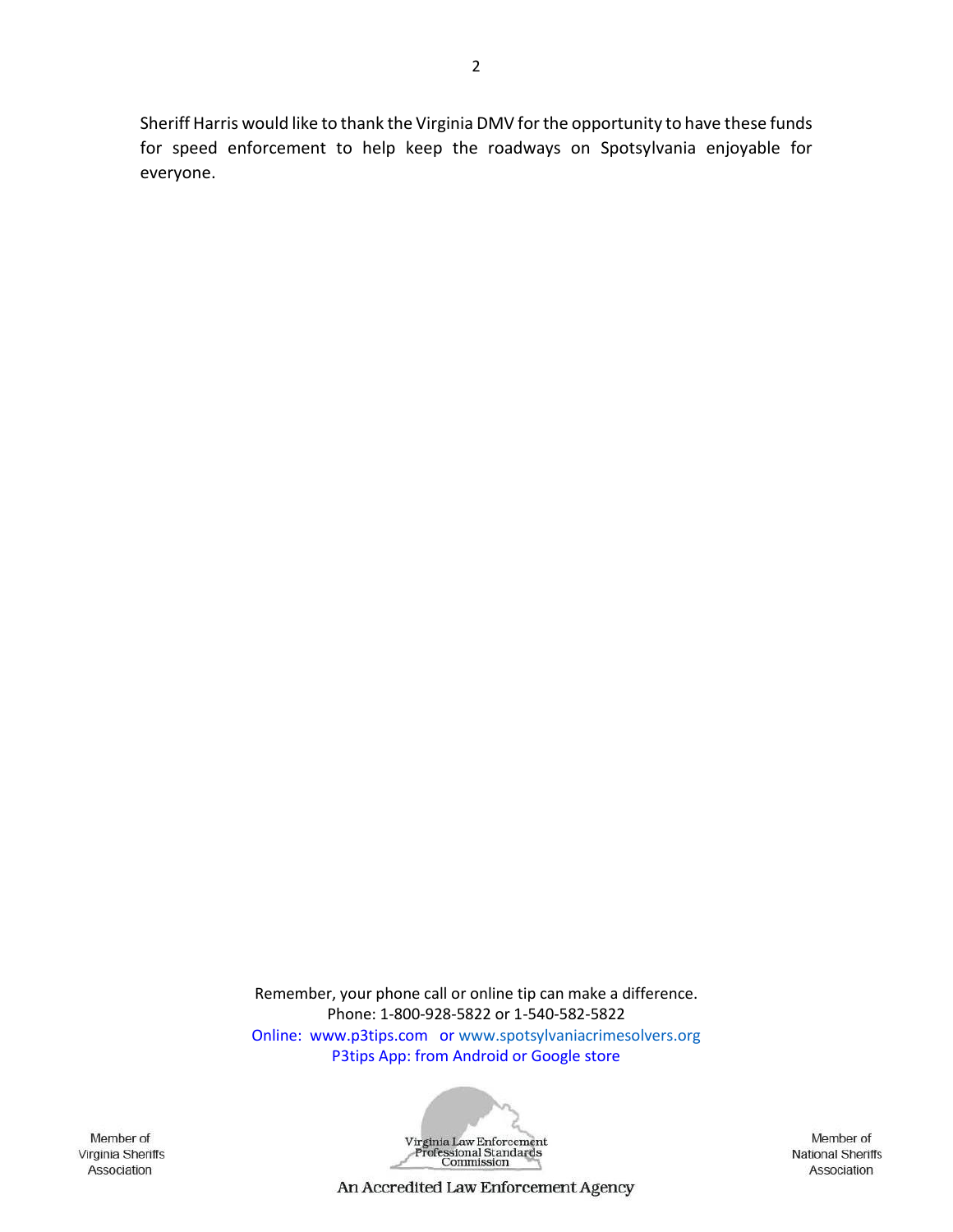Sheriff Harris would like to thank the Virginia DMV for the opportunity to have these funds for speed enforcement to help keep the roadways on Spotsylvania enjoyable for everyone.

Remember, your phone call or online tip can make a difference.
Phone: 1-800-928-5822 or 1-540-582-5822
Online: www.p3tips.com or www.spotsylvaniacrimesolvers.org
P3tips App: from Android or Google store

Member of Virginia Sheriffs Association

Virginia Law Enforcement Professional Standards Commission

An Accredited Law Enforcement Agency

Member of National Sheriffs Association